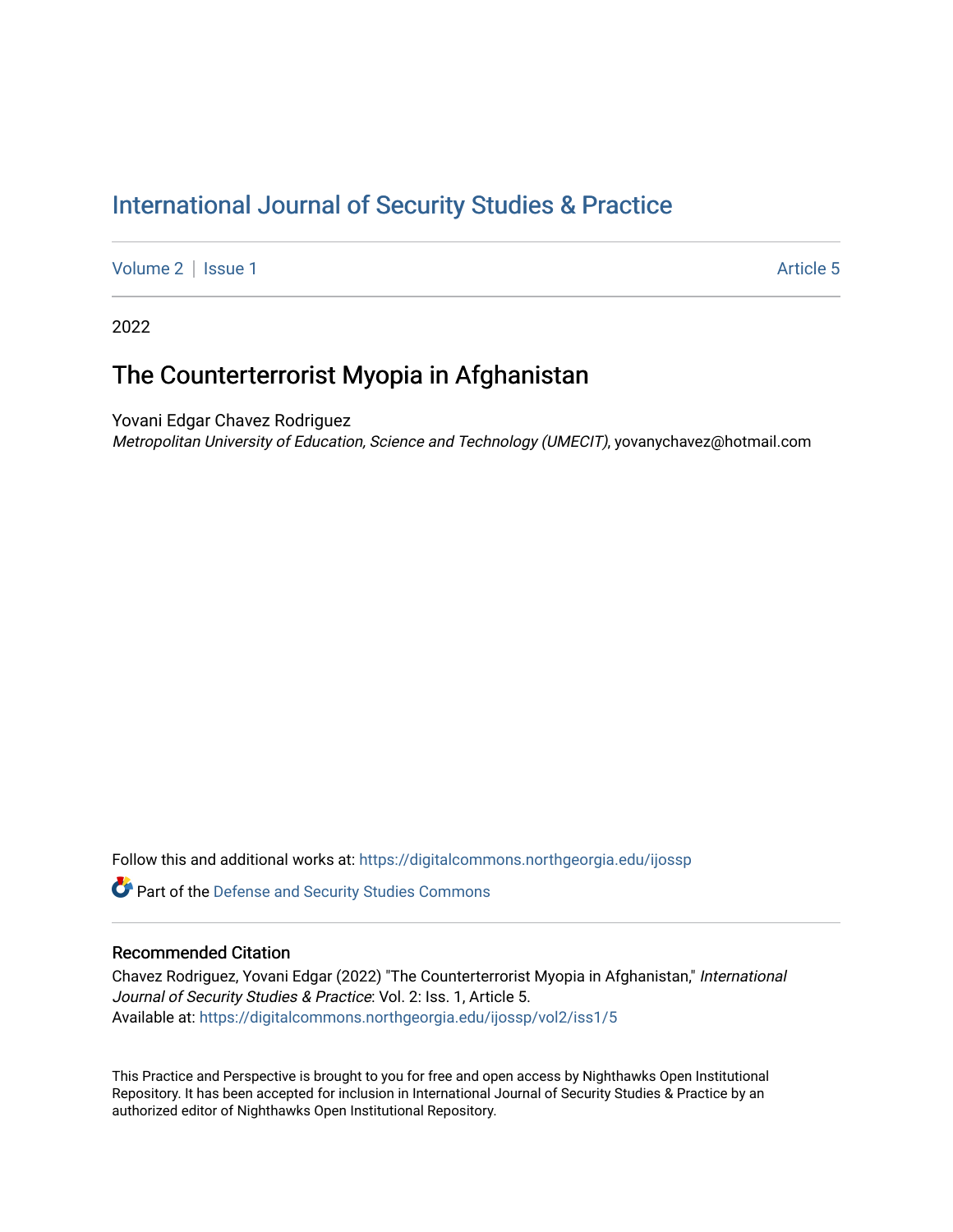# International Journal of Security Studies & Practice

Volume 2 | Issue 1 Article 5

2022

## The Counterterrorist Myopia in Afghanistan

Yovani Edgar Chavez Rodriguez
*Metropolitan University of Education, Science and Technology (UMECIT)*, yovanychavez@hotmail.com

Follow this and additional works at: https://digitalcommons.northgeorgia.edu/ijossp

Part of the Defense and Security Studies Commons

### Recommended Citation

Chavez Rodriguez, Yovani Edgar (2022) "The Counterterrorist Myopia in Afghanistan," *International Journal of Security Studies & Practice*: Vol. 2: Iss. 1, Article 5.
Available at: https://digitalcommons.northgeorgia.edu/ijossp/vol2/iss1/5

This Practice and Perspective is brought to you for free and open access by Nighthawks Open Institutional Repository. It has been accepted for inclusion in International Journal of Security Studies & Practice by an authorized editor of Nighthawks Open Institutional Repository.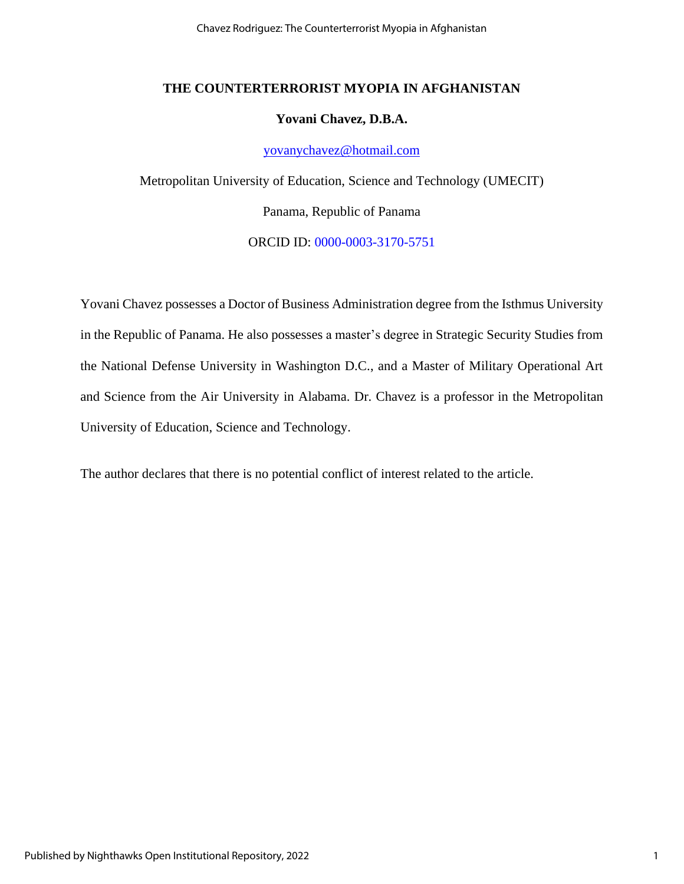# THE COUNTERTERRORIST MYOPIA IN AFGHANISTAN

**Yovani Chavez, D.B.A.**

yovanychavez@hotmail.com

Metropolitan University of Education, Science and Technology (UMECIT)

Panama, Republic of Panama

ORCID ID: 0000-0003-3170-5751

Yovani Chavez possesses a Doctor of Business Administration degree from the Isthmus University in the Republic of Panama. He also possesses a master's degree in Strategic Security Studies from the National Defense University in Washington D.C., and a Master of Military Operational Art and Science from the Air University in Alabama. Dr. Chavez is a professor in the Metropolitan University of Education, Science and Technology.

The author declares that there is no potential conflict of interest related to the article.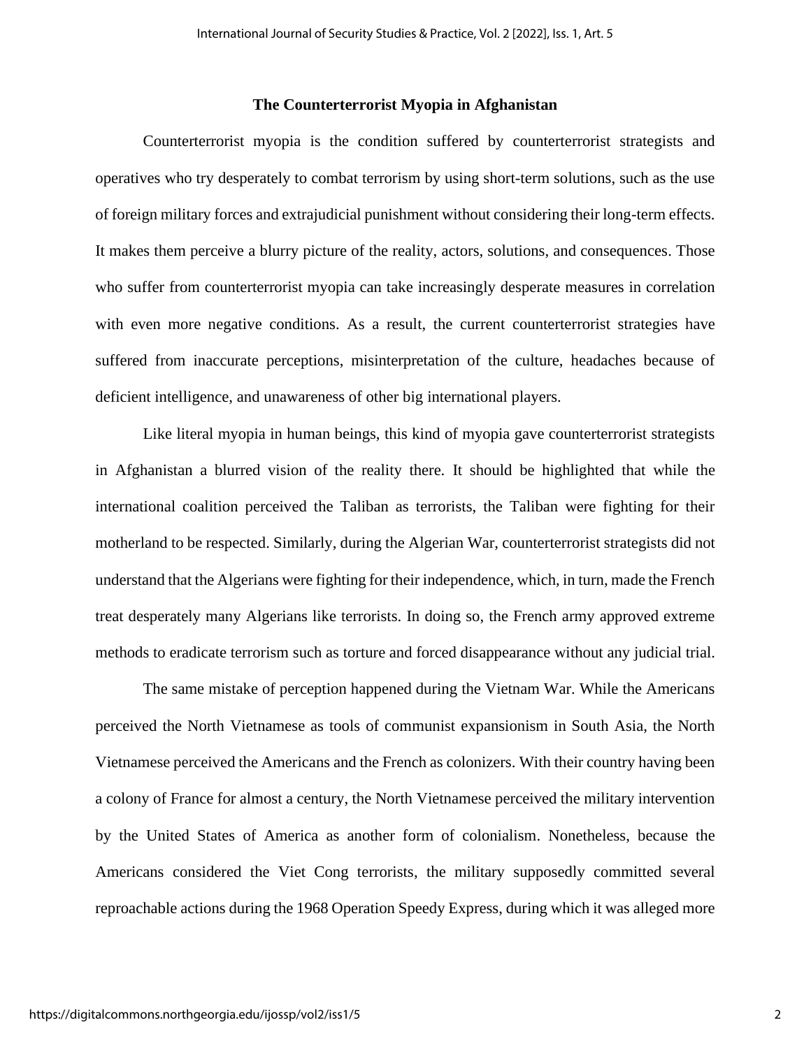## The Counterterrorist Myopia in Afghanistan

Counterterrorist myopia is the condition suffered by counterterrorist strategists and operatives who try desperately to combat terrorism by using short-term solutions, such as the use of foreign military forces and extrajudicial punishment without considering their long-term effects. It makes them perceive a blurry picture of the reality, actors, solutions, and consequences. Those who suffer from counterterrorist myopia can take increasingly desperate measures in correlation with even more negative conditions. As a result, the current counterterrorist strategies have suffered from inaccurate perceptions, misinterpretation of the culture, headaches because of deficient intelligence, and unawareness of other big international players.

Like literal myopia in human beings, this kind of myopia gave counterterrorist strategists in Afghanistan a blurred vision of the reality there. It should be highlighted that while the international coalition perceived the Taliban as terrorists, the Taliban were fighting for their motherland to be respected. Similarly, during the Algerian War, counterterrorist strategists did not understand that the Algerians were fighting for their independence, which, in turn, made the French treat desperately many Algerians like terrorists. In doing so, the French army approved extreme methods to eradicate terrorism such as torture and forced disappearance without any judicial trial.

The same mistake of perception happened during the Vietnam War. While the Americans perceived the North Vietnamese as tools of communist expansionism in South Asia, the North Vietnamese perceived the Americans and the French as colonizers. With their country having been a colony of France for almost a century, the North Vietnamese perceived the military intervention by the United States of America as another form of colonialism. Nonetheless, because the Americans considered the Viet Cong terrorists, the military supposedly committed several reproachable actions during the 1968 Operation Speedy Express, during which it was alleged more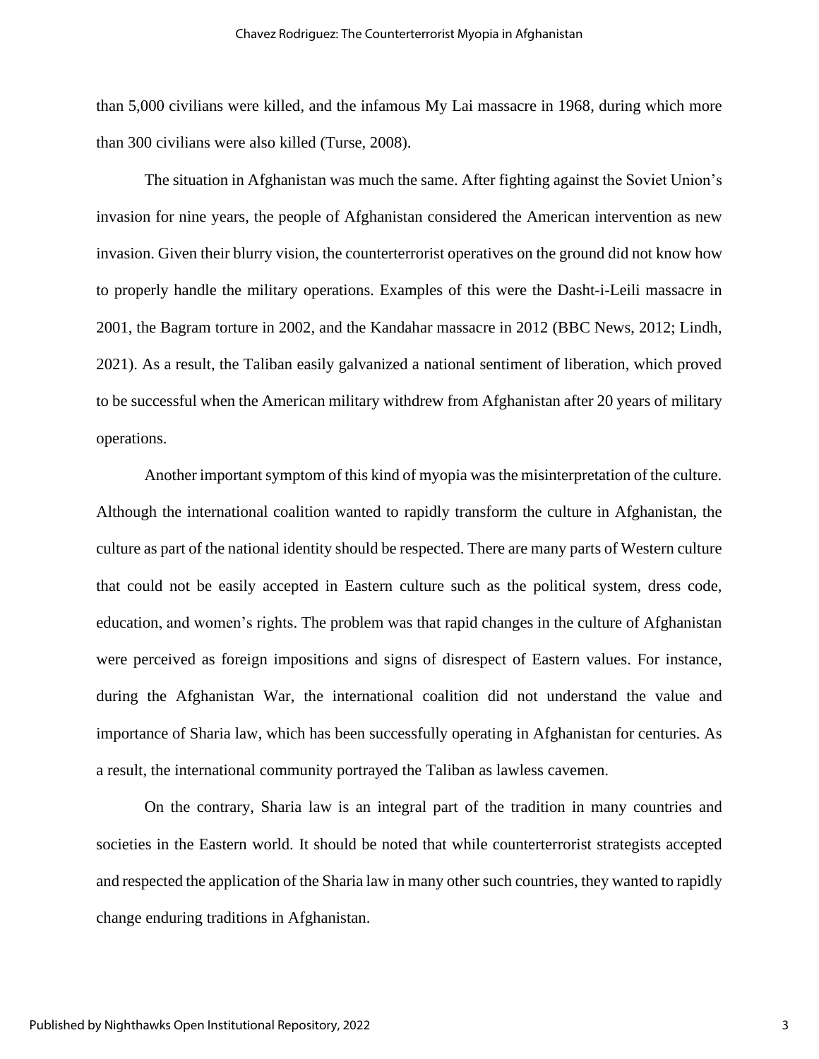than 5,000 civilians were killed, and the infamous My Lai massacre in 1968, during which more than 300 civilians were also killed (Turse, 2008).

The situation in Afghanistan was much the same. After fighting against the Soviet Union's invasion for nine years, the people of Afghanistan considered the American intervention as new invasion. Given their blurry vision, the counterterrorist operatives on the ground did not know how to properly handle the military operations. Examples of this were the Dasht-i-Leili massacre in 2001, the Bagram torture in 2002, and the Kandahar massacre in 2012 (BBC News, 2012; Lindh, 2021). As a result, the Taliban easily galvanized a national sentiment of liberation, which proved to be successful when the American military withdrew from Afghanistan after 20 years of military operations.

Another important symptom of this kind of myopia was the misinterpretation of the culture. Although the international coalition wanted to rapidly transform the culture in Afghanistan, the culture as part of the national identity should be respected. There are many parts of Western culture that could not be easily accepted in Eastern culture such as the political system, dress code, education, and women's rights. The problem was that rapid changes in the culture of Afghanistan were perceived as foreign impositions and signs of disrespect of Eastern values. For instance, during the Afghanistan War, the international coalition did not understand the value and importance of Sharia law, which has been successfully operating in Afghanistan for centuries. As a result, the international community portrayed the Taliban as lawless cavemen.

On the contrary, Sharia law is an integral part of the tradition in many countries and societies in the Eastern world. It should be noted that while counterterrorist strategists accepted and respected the application of the Sharia law in many other such countries, they wanted to rapidly change enduring traditions in Afghanistan.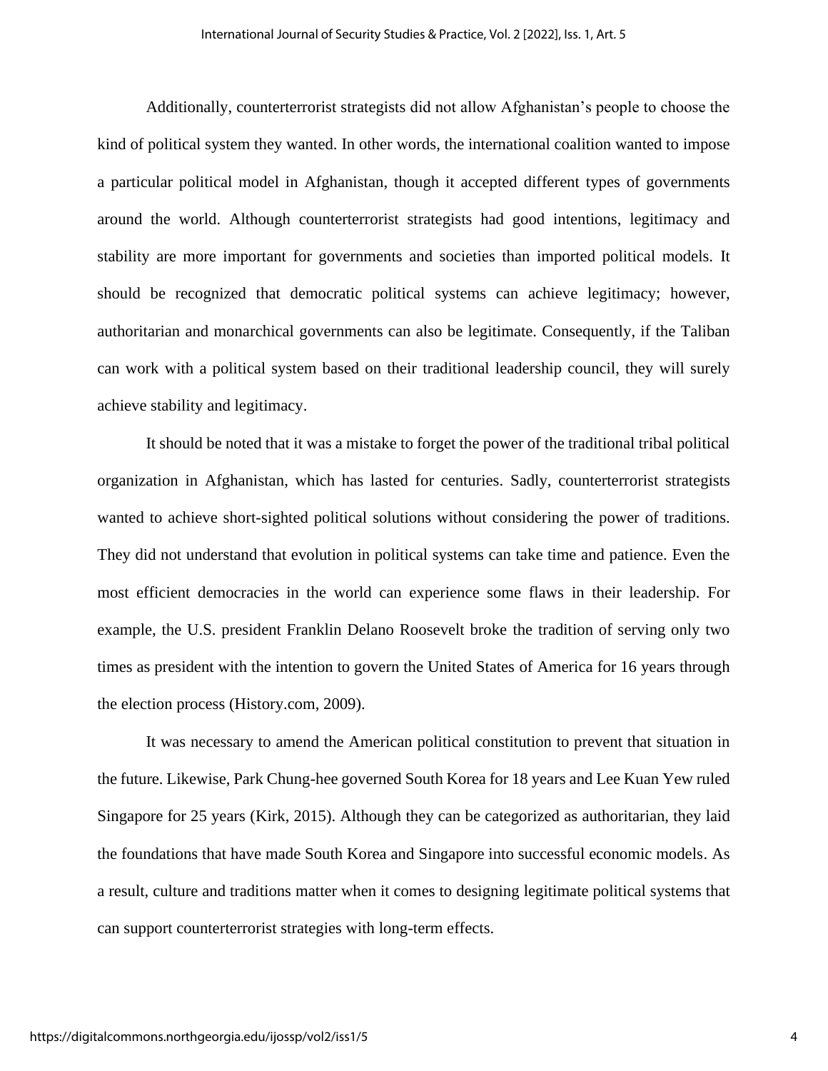Additionally, counterterrorist strategists did not allow Afghanistan's people to choose the kind of political system they wanted. In other words, the international coalition wanted to impose a particular political model in Afghanistan, though it accepted different types of governments around the world. Although counterterrorist strategists had good intentions, legitimacy and stability are more important for governments and societies than imported political models. It should be recognized that democratic political systems can achieve legitimacy; however, authoritarian and monarchical governments can also be legitimate. Consequently, if the Taliban can work with a political system based on their traditional leadership council, they will surely achieve stability and legitimacy.

It should be noted that it was a mistake to forget the power of the traditional tribal political organization in Afghanistan, which has lasted for centuries. Sadly, counterterrorist strategists wanted to achieve short-sighted political solutions without considering the power of traditions. They did not understand that evolution in political systems can take time and patience. Even the most efficient democracies in the world can experience some flaws in their leadership. For example, the U.S. president Franklin Delano Roosevelt broke the tradition of serving only two times as president with the intention to govern the United States of America for 16 years through the election process (History.com, 2009).

It was necessary to amend the American political constitution to prevent that situation in the future. Likewise, Park Chung-hee governed South Korea for 18 years and Lee Kuan Yew ruled Singapore for 25 years (Kirk, 2015). Although they can be categorized as authoritarian, they laid the foundations that have made South Korea and Singapore into successful economic models. As a result, culture and traditions matter when it comes to designing legitimate political systems that can support counterterrorist strategies with long-term effects.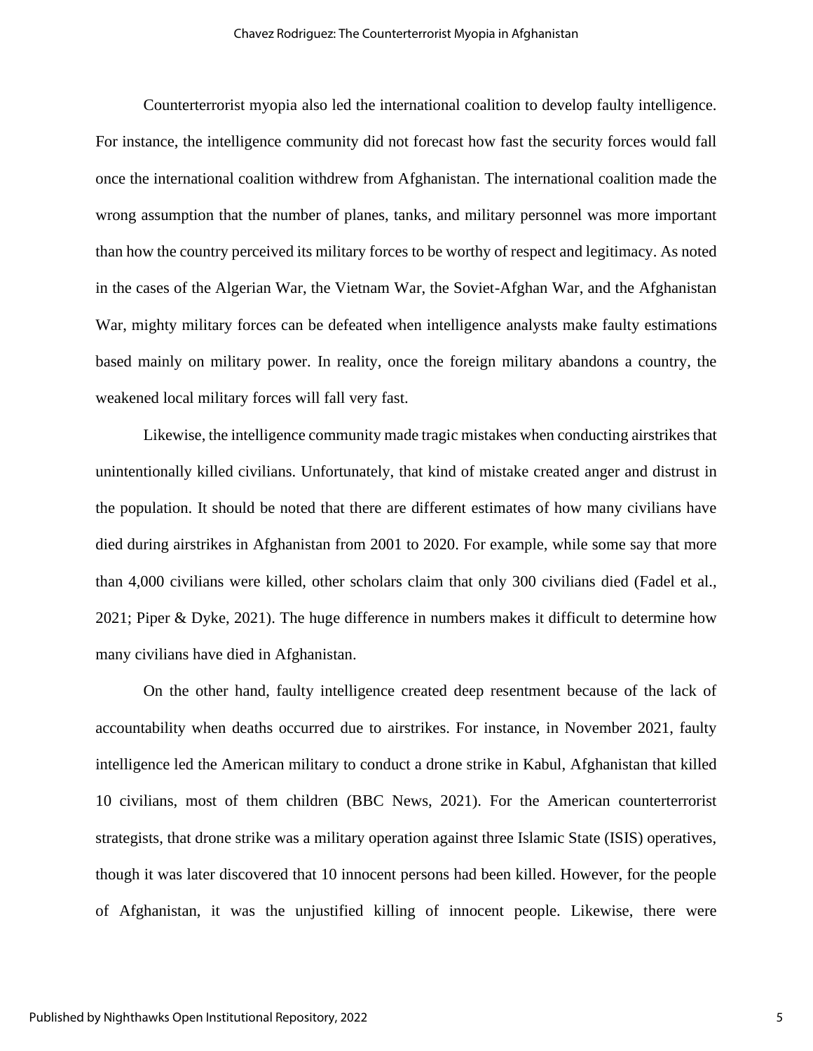Counterterrorist myopia also led the international coalition to develop faulty intelligence. For instance, the intelligence community did not forecast how fast the security forces would fall once the international coalition withdrew from Afghanistan. The international coalition made the wrong assumption that the number of planes, tanks, and military personnel was more important than how the country perceived its military forces to be worthy of respect and legitimacy. As noted in the cases of the Algerian War, the Vietnam War, the Soviet-Afghan War, and the Afghanistan War, mighty military forces can be defeated when intelligence analysts make faulty estimations based mainly on military power. In reality, once the foreign military abandons a country, the weakened local military forces will fall very fast.

Likewise, the intelligence community made tragic mistakes when conducting airstrikes that unintentionally killed civilians. Unfortunately, that kind of mistake created anger and distrust in the population. It should be noted that there are different estimates of how many civilians have died during airstrikes in Afghanistan from 2001 to 2020. For example, while some say that more than 4,000 civilians were killed, other scholars claim that only 300 civilians died (Fadel et al., 2021; Piper & Dyke, 2021). The huge difference in numbers makes it difficult to determine how many civilians have died in Afghanistan.

On the other hand, faulty intelligence created deep resentment because of the lack of accountability when deaths occurred due to airstrikes. For instance, in November 2021, faulty intelligence led the American military to conduct a drone strike in Kabul, Afghanistan that killed 10 civilians, most of them children (BBC News, 2021). For the American counterterrorist strategists, that drone strike was a military operation against three Islamic State (ISIS) operatives, though it was later discovered that 10 innocent persons had been killed. However, for the people of Afghanistan, it was the unjustified killing of innocent people. Likewise, there were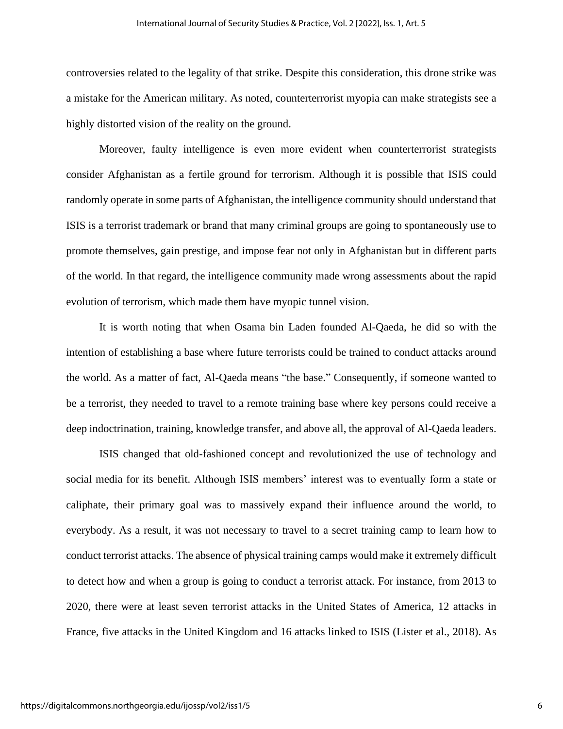controversies related to the legality of that strike. Despite this consideration, this drone strike was a mistake for the American military. As noted, counterterrorist myopia can make strategists see a highly distorted vision of the reality on the ground.

Moreover, faulty intelligence is even more evident when counterterrorist strategists consider Afghanistan as a fertile ground for terrorism. Although it is possible that ISIS could randomly operate in some parts of Afghanistan, the intelligence community should understand that ISIS is a terrorist trademark or brand that many criminal groups are going to spontaneously use to promote themselves, gain prestige, and impose fear not only in Afghanistan but in different parts of the world. In that regard, the intelligence community made wrong assessments about the rapid evolution of terrorism, which made them have myopic tunnel vision.

It is worth noting that when Osama bin Laden founded Al-Qaeda, he did so with the intention of establishing a base where future terrorists could be trained to conduct attacks around the world. As a matter of fact, Al-Qaeda means "the base." Consequently, if someone wanted to be a terrorist, they needed to travel to a remote training base where key persons could receive a deep indoctrination, training, knowledge transfer, and above all, the approval of Al-Qaeda leaders.

ISIS changed that old-fashioned concept and revolutionized the use of technology and social media for its benefit. Although ISIS members' interest was to eventually form a state or caliphate, their primary goal was to massively expand their influence around the world, to everybody. As a result, it was not necessary to travel to a secret training camp to learn how to conduct terrorist attacks. The absence of physical training camps would make it extremely difficult to detect how and when a group is going to conduct a terrorist attack. For instance, from 2013 to 2020, there were at least seven terrorist attacks in the United States of America, 12 attacks in France, five attacks in the United Kingdom and 16 attacks linked to ISIS (Lister et al., 2018). As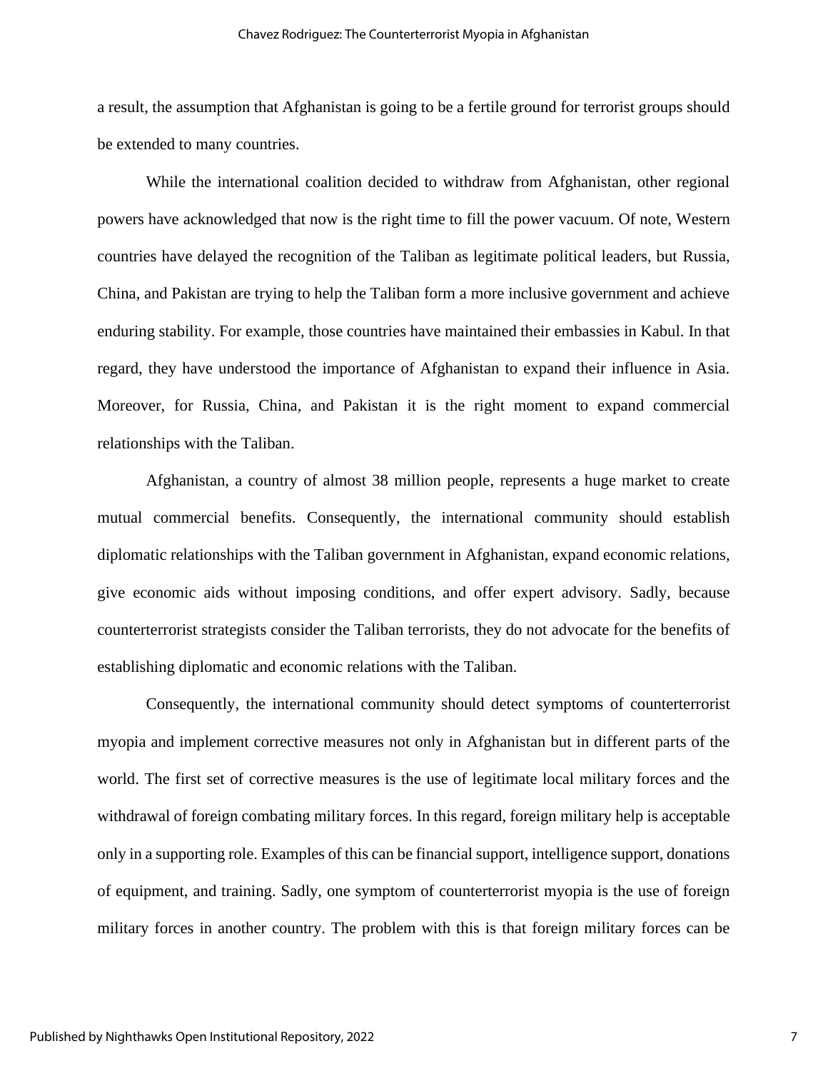a result, the assumption that Afghanistan is going to be a fertile ground for terrorist groups should be extended to many countries.

While the international coalition decided to withdraw from Afghanistan, other regional powers have acknowledged that now is the right time to fill the power vacuum. Of note, Western countries have delayed the recognition of the Taliban as legitimate political leaders, but Russia, China, and Pakistan are trying to help the Taliban form a more inclusive government and achieve enduring stability. For example, those countries have maintained their embassies in Kabul. In that regard, they have understood the importance of Afghanistan to expand their influence in Asia. Moreover, for Russia, China, and Pakistan it is the right moment to expand commercial relationships with the Taliban.

Afghanistan, a country of almost 38 million people, represents a huge market to create mutual commercial benefits. Consequently, the international community should establish diplomatic relationships with the Taliban government in Afghanistan, expand economic relations, give economic aids without imposing conditions, and offer expert advisory. Sadly, because counterterrorist strategists consider the Taliban terrorists, they do not advocate for the benefits of establishing diplomatic and economic relations with the Taliban.

Consequently, the international community should detect symptoms of counterterrorist myopia and implement corrective measures not only in Afghanistan but in different parts of the world. The first set of corrective measures is the use of legitimate local military forces and the withdrawal of foreign combating military forces. In this regard, foreign military help is acceptable only in a supporting role. Examples of this can be financial support, intelligence support, donations of equipment, and training. Sadly, one symptom of counterterrorist myopia is the use of foreign military forces in another country. The problem with this is that foreign military forces can be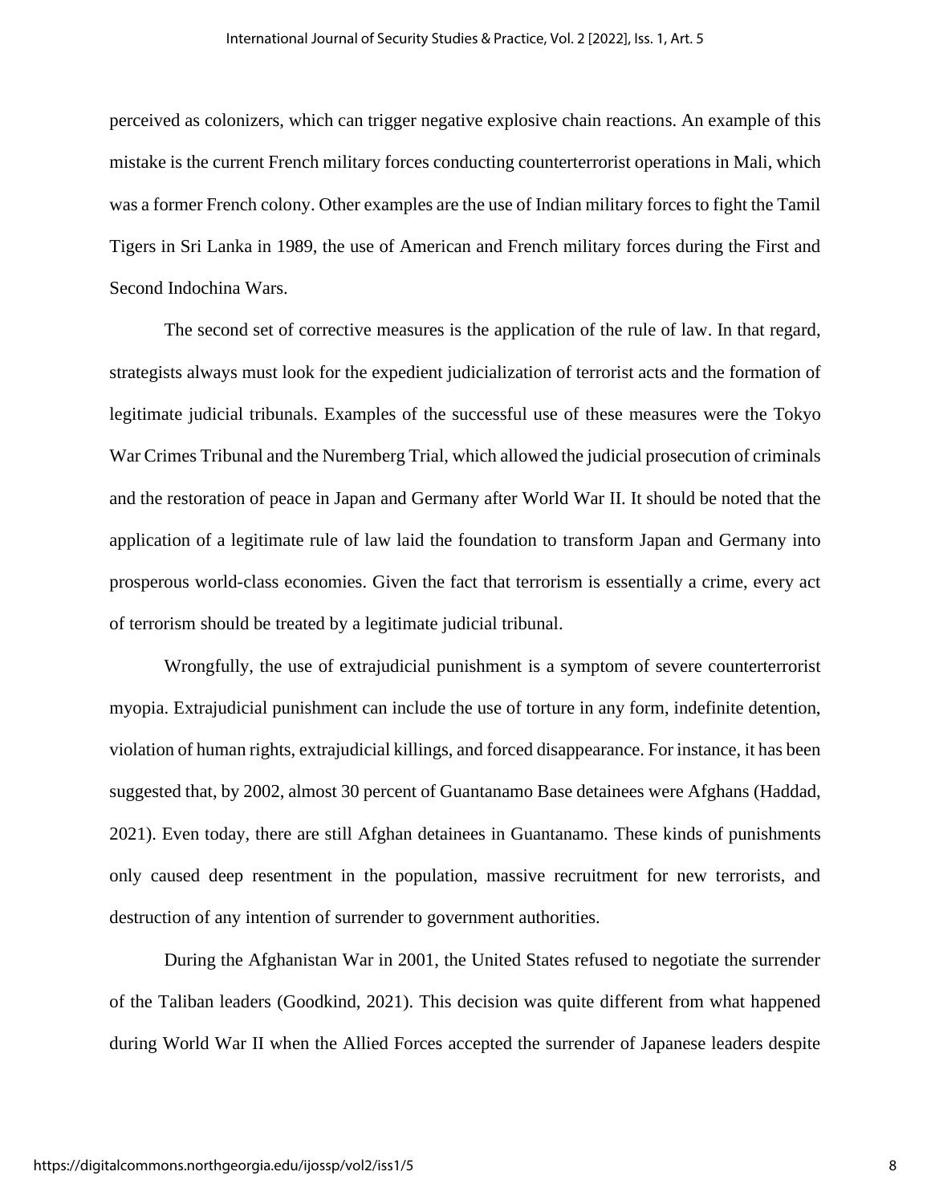perceived as colonizers, which can trigger negative explosive chain reactions. An example of this mistake is the current French military forces conducting counterterrorist operations in Mali, which was a former French colony. Other examples are the use of Indian military forces to fight the Tamil Tigers in Sri Lanka in 1989, the use of American and French military forces during the First and Second Indochina Wars.

The second set of corrective measures is the application of the rule of law. In that regard, strategists always must look for the expedient judicialization of terrorist acts and the formation of legitimate judicial tribunals. Examples of the successful use of these measures were the Tokyo War Crimes Tribunal and the Nuremberg Trial, which allowed the judicial prosecution of criminals and the restoration of peace in Japan and Germany after World War II. It should be noted that the application of a legitimate rule of law laid the foundation to transform Japan and Germany into prosperous world-class economies. Given the fact that terrorism is essentially a crime, every act of terrorism should be treated by a legitimate judicial tribunal.

Wrongfully, the use of extrajudicial punishment is a symptom of severe counterterrorist myopia. Extrajudicial punishment can include the use of torture in any form, indefinite detention, violation of human rights, extrajudicial killings, and forced disappearance. For instance, it has been suggested that, by 2002, almost 30 percent of Guantanamo Base detainees were Afghans (Haddad, 2021). Even today, there are still Afghan detainees in Guantanamo. These kinds of punishments only caused deep resentment in the population, massive recruitment for new terrorists, and destruction of any intention of surrender to government authorities.

During the Afghanistan War in 2001, the United States refused to negotiate the surrender of the Taliban leaders (Goodkind, 2021). This decision was quite different from what happened during World War II when the Allied Forces accepted the surrender of Japanese leaders despite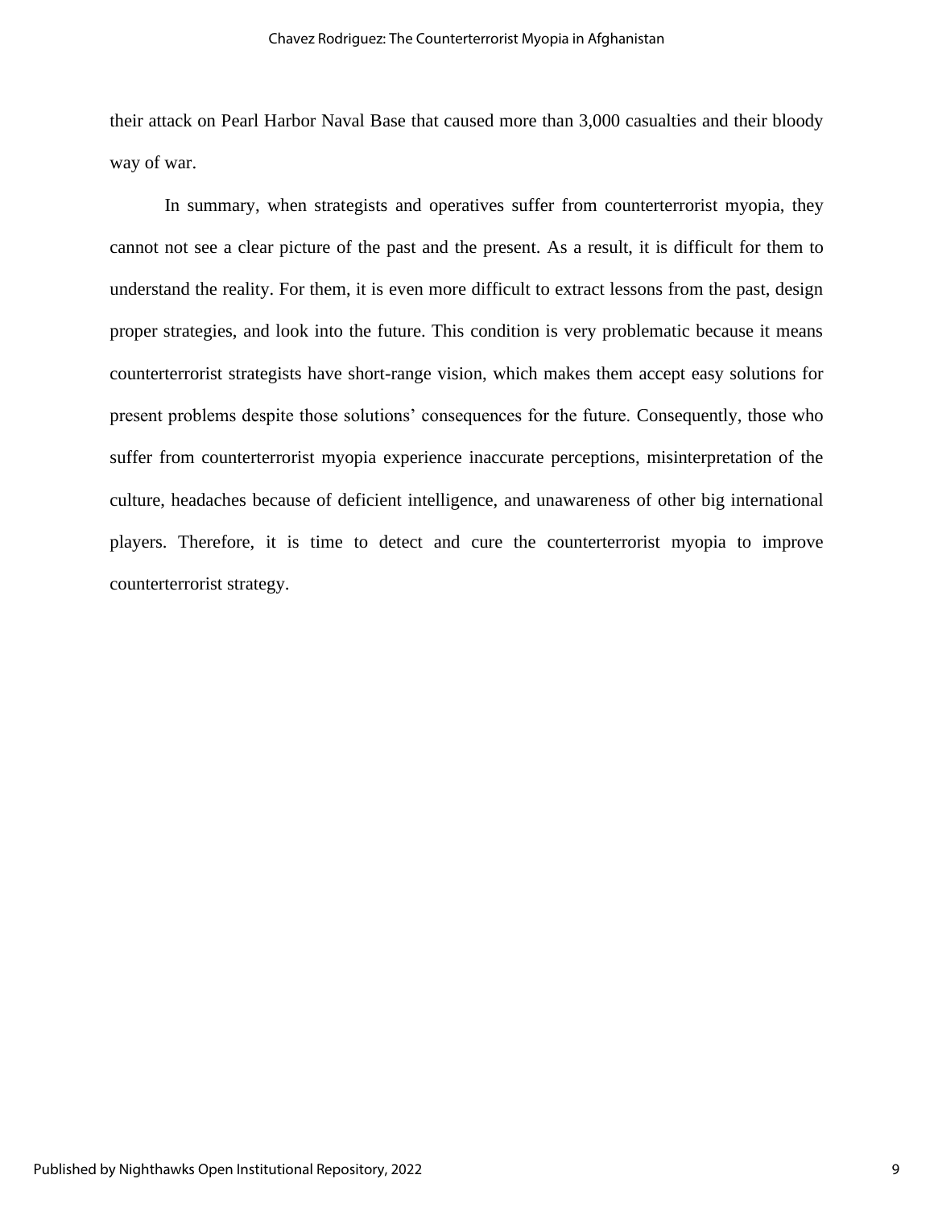their attack on Pearl Harbor Naval Base that caused more than 3,000 casualties and their bloody way of war.

In summary, when strategists and operatives suffer from counterterrorist myopia, they cannot not see a clear picture of the past and the present. As a result, it is difficult for them to understand the reality. For them, it is even more difficult to extract lessons from the past, design proper strategies, and look into the future. This condition is very problematic because it means counterterrorist strategists have short-range vision, which makes them accept easy solutions for present problems despite those solutions' consequences for the future. Consequently, those who suffer from counterterrorist myopia experience inaccurate perceptions, misinterpretation of the culture, headaches because of deficient intelligence, and unawareness of other big international players. Therefore, it is time to detect and cure the counterterrorist myopia to improve counterterrorist strategy.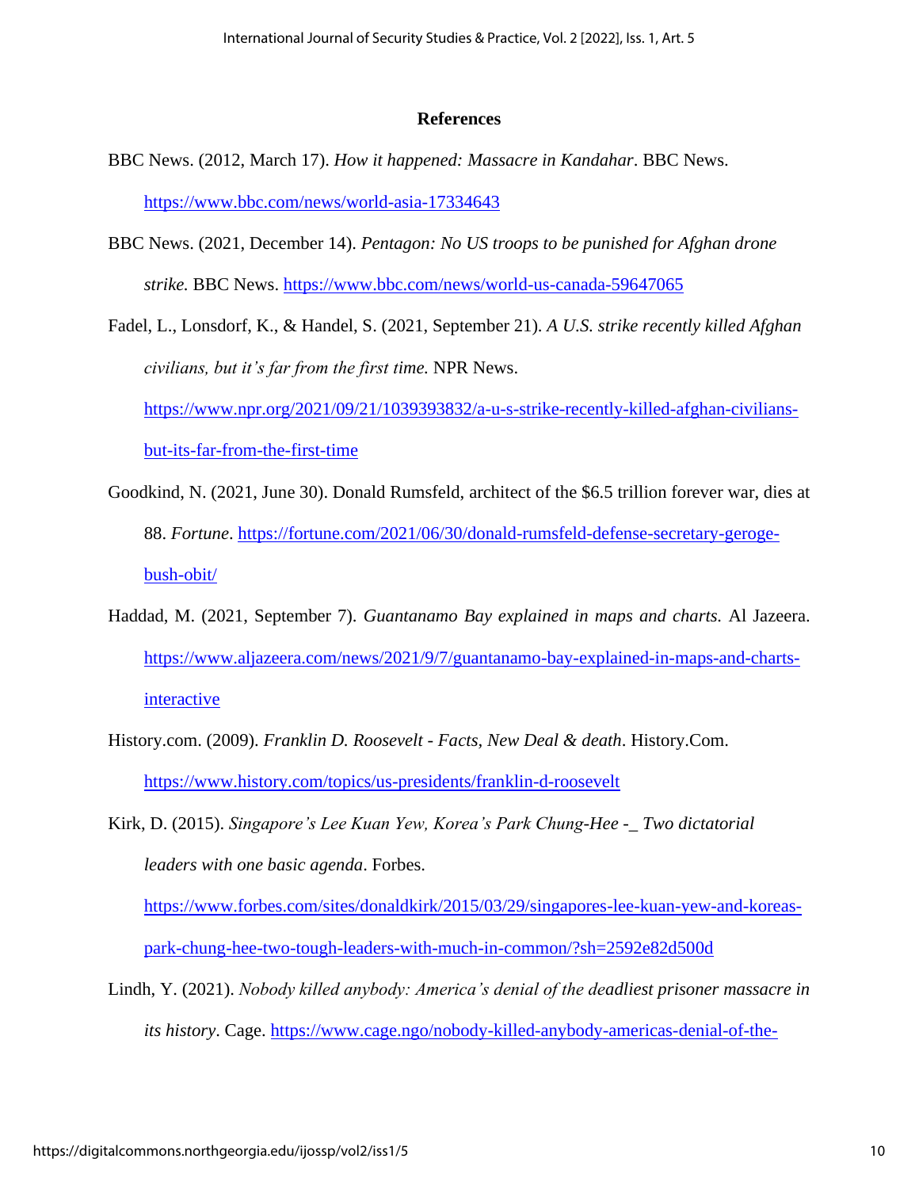## References

BBC News. (2012, March 17). *How it happened: Massacre in Kandahar*. BBC News. https://www.bbc.com/news/world-asia-17334643

BBC News. (2021, December 14). *Pentagon: No US troops to be punished for Afghan drone strike.* BBC News. https://www.bbc.com/news/world-us-canada-59647065

Fadel, L., Lonsdorf, K., & Handel, S. (2021, September 21). *A U.S. strike recently killed Afghan civilians, but it's far from the first time.* NPR News. https://www.npr.org/2021/09/21/1039393832/a-u-s-strike-recently-killed-afghan-civilians-but-its-far-from-the-first-time

Goodkind, N. (2021, June 30). Donald Rumsfeld, architect of the $6.5 trillion forever war, dies at 88. *Fortune*. https://fortune.com/2021/06/30/donald-rumsfeld-defense-secretary-geroge-bush-obit/

Haddad, M. (2021, September 7). *Guantanamo Bay explained in maps and charts.* Al Jazeera. https://www.aljazeera.com/news/2021/9/7/guantanamo-bay-explained-in-maps-and-charts-interactive

History.com. (2009). *Franklin D. Roosevelt - Facts, New Deal & death*. History.Com. https://www.history.com/topics/us-presidents/franklin-d-roosevelt

Kirk, D. (2015). *Singapore's Lee Kuan Yew, Korea's Park Chung-Hee -_ Two dictatorial leaders with one basic agenda*. Forbes. https://www.forbes.com/sites/donaldkirk/2015/03/29/singapores-lee-kuan-yew-and-koreas-park-chung-hee-two-tough-leaders-with-much-in-common/?sh=2592e82d500d

Lindh, Y. (2021). *Nobody killed anybody: America's denial of the deadliest prisoner massacre in its history*. Cage. https://www.cage.ngo/nobody-killed-anybody-americas-denial-of-the-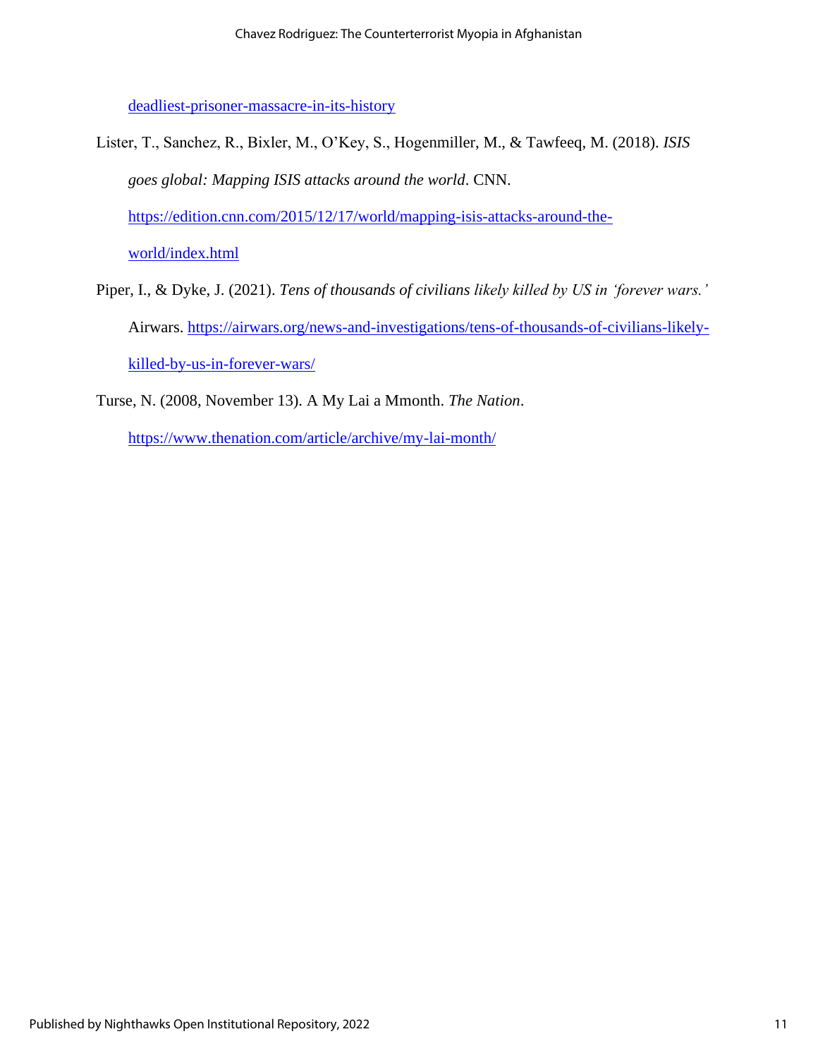deadliest-prisoner-massacre-in-its-history

Lister, T., Sanchez, R., Bixler, M., O'Key, S., Hogenmiller, M., & Tawfeeq, M. (2018). *ISIS goes global: Mapping ISIS attacks around the world*. CNN. https://edition.cnn.com/2015/12/17/world/mapping-isis-attacks-around-the-world/index.html

Piper, I., & Dyke, J. (2021). *Tens of thousands of civilians likely killed by US in 'forever wars.'* Airwars. https://airwars.org/news-and-investigations/tens-of-thousands-of-civilians-likely-killed-by-us-in-forever-wars/

Turse, N. (2008, November 13). A My Lai a Mmonth. *The Nation*. https://www.thenation.com/article/archive/my-lai-month/